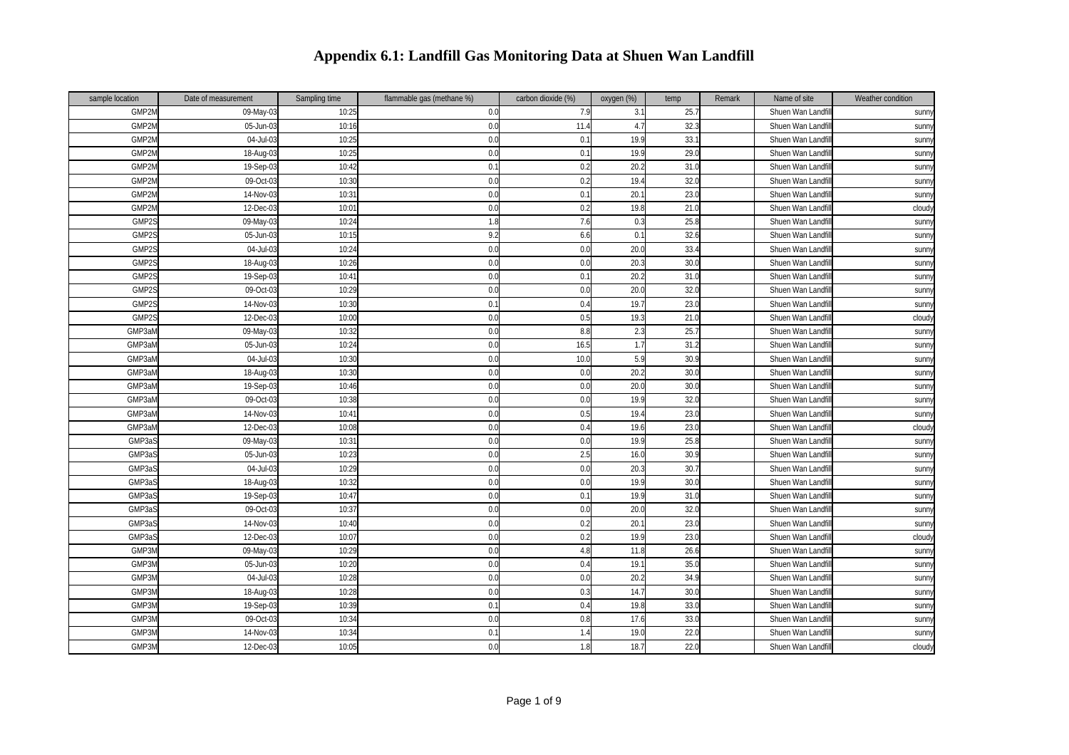# Appendix 6.1: Landfill Gas Monitoring Data at Shuen Wan Landfill

| sample location | Date of measurement | Sampling time | flammable gas (methane %) | carbon dioxide (%) | oxygen (%) | temp | Remark | Name of site | Weather condition |
|---|---|---|---|---|---|---|---|---|---|
| GMP2M | 09-May-03 | 10:25 | 0.0 | 7.9 | 3.1 | 25.7 | | Shuen Wan Landfill | sunny |
| GMP2M | 05-Jun-03 | 10:16 | 0.0 | 11.4 | 4.7 | 32.3 | | Shuen Wan Landfill | sunny |
| GMP2M | 04-Jul-03 | 10:25 | 0.0 | 0.1 | 19.9 | 33.1 | | Shuen Wan Landfill | sunny |
| GMP2M | 18-Aug-03 | 10:25 | 0.0 | 0.1 | 19.9 | 29.0 | | Shuen Wan Landfill | sunny |
| GMP2M | 19-Sep-03 | 10:42 | 0.1 | 0.2 | 20.2 | 31.0 | | Shuen Wan Landfill | sunny |
| GMP2M | 09-Oct-03 | 10:30 | 0.0 | 0.2 | 19.4 | 32.0 | | Shuen Wan Landfill | sunny |
| GMP2M | 14-Nov-03 | 10:31 | 0.0 | 0.1 | 20.1 | 23.0 | | Shuen Wan Landfill | sunny |
| GMP2M | 12-Dec-03 | 10:01 | 0.0 | 0.2 | 19.8 | 21.0 | | Shuen Wan Landfill | cloudy |
| GMP2S | 09-May-03 | 10:24 | 1.8 | 7.6 | 0.3 | 25.8 | | Shuen Wan Landfill | sunny |
| GMP2S | 05-Jun-03 | 10:15 | 9.2 | 6.6 | 0.1 | 32.6 | | Shuen Wan Landfill | sunny |
| GMP2S | 04-Jul-03 | 10:24 | 0.0 | 0.0 | 20.0 | 33.4 | | Shuen Wan Landfill | sunny |
| GMP2S | 18-Aug-03 | 10:26 | 0.0 | 0.0 | 20.3 | 30.0 | | Shuen Wan Landfill | sunny |
| GMP2S | 19-Sep-03 | 10:41 | 0.0 | 0.1 | 20.2 | 31.0 | | Shuen Wan Landfill | sunny |
| GMP2S | 09-Oct-03 | 10:29 | 0.0 | 0.0 | 20.0 | 32.0 | | Shuen Wan Landfill | sunny |
| GMP2S | 14-Nov-03 | 10:30 | 0.1 | 0.4 | 19.7 | 23.0 | | Shuen Wan Landfill | sunny |
| GMP2S | 12-Dec-03 | 10:00 | 0.0 | 0.5 | 19.3 | 21.0 | | Shuen Wan Landfill | cloudy |
| GMP3aM | 09-May-03 | 10:32 | 0.0 | 8.8 | 2.3 | 25.7 | | Shuen Wan Landfill | sunny |
| GMP3aM | 05-Jun-03 | 10:24 | 0.0 | 16.5 | 1.7 | 31.2 | | Shuen Wan Landfill | sunny |
| GMP3aM | 04-Jul-03 | 10:30 | 0.0 | 10.0 | 5.9 | 30.9 | | Shuen Wan Landfill | sunny |
| GMP3aM | 18-Aug-03 | 10:30 | 0.0 | 0.0 | 20.2 | 30.0 | | Shuen Wan Landfill | sunny |
| GMP3aM | 19-Sep-03 | 10:46 | 0.0 | 0.0 | 20.0 | 30.0 | | Shuen Wan Landfill | sunny |
| GMP3aM | 09-Oct-03 | 10:38 | 0.0 | 0.0 | 19.9 | 32.0 | | Shuen Wan Landfill | sunny |
| GMP3aM | 14-Nov-03 | 10:41 | 0.0 | 0.5 | 19.4 | 23.0 | | Shuen Wan Landfill | sunny |
| GMP3aM | 12-Dec-03 | 10:08 | 0.0 | 0.4 | 19.6 | 23.0 | | Shuen Wan Landfill | cloudy |
| GMP3aS | 09-May-03 | 10:31 | 0.0 | 0.0 | 19.9 | 25.8 | | Shuen Wan Landfill | sunny |
| GMP3aS | 05-Jun-03 | 10:23 | 0.0 | 2.5 | 16.0 | 30.9 | | Shuen Wan Landfill | sunny |
| GMP3aS | 04-Jul-03 | 10:29 | 0.0 | 0.0 | 20.3 | 30.7 | | Shuen Wan Landfill | sunny |
| GMP3aS | 18-Aug-03 | 10:32 | 0.0 | 0.0 | 19.9 | 30.0 | | Shuen Wan Landfill | sunny |
| GMP3aS | 19-Sep-03 | 10:47 | 0.0 | 0.1 | 19.9 | 31.0 | | Shuen Wan Landfill | sunny |
| GMP3aS | 09-Oct-03 | 10:37 | 0.0 | 0.0 | 20.0 | 32.0 | | Shuen Wan Landfill | sunny |
| GMP3aS | 14-Nov-03 | 10:40 | 0.0 | 0.2 | 20.1 | 23.0 | | Shuen Wan Landfill | sunny |
| GMP3aS | 12-Dec-03 | 10:07 | 0.0 | 0.2 | 19.9 | 23.0 | | Shuen Wan Landfill | cloudy |
| GMP3M | 09-May-03 | 10:29 | 0.0 | 4.8 | 11.8 | 26.6 | | Shuen Wan Landfill | sunny |
| GMP3M | 05-Jun-03 | 10:20 | 0.0 | 0.4 | 19.1 | 35.0 | | Shuen Wan Landfill | sunny |
| GMP3M | 04-Jul-03 | 10:28 | 0.0 | 0.0 | 20.2 | 34.9 | | Shuen Wan Landfill | sunny |
| GMP3M | 18-Aug-03 | 10:28 | 0.0 | 0.3 | 14.7 | 30.0 | | Shuen Wan Landfill | sunny |
| GMP3M | 19-Sep-03 | 10:39 | 0.1 | 0.4 | 19.8 | 33.0 | | Shuen Wan Landfill | sunny |
| GMP3M | 09-Oct-03 | 10:34 | 0.0 | 0.8 | 17.6 | 33.0 | | Shuen Wan Landfill | sunny |
| GMP3M | 14-Nov-03 | 10:34 | 0.1 | 1.4 | 19.0 | 22.0 | | Shuen Wan Landfill | sunny |
| GMP3M | 12-Dec-03 | 10:05 | 0.0 | 1.8 | 18.7 | 22.0 | | Shuen Wan Landfill | cloudy |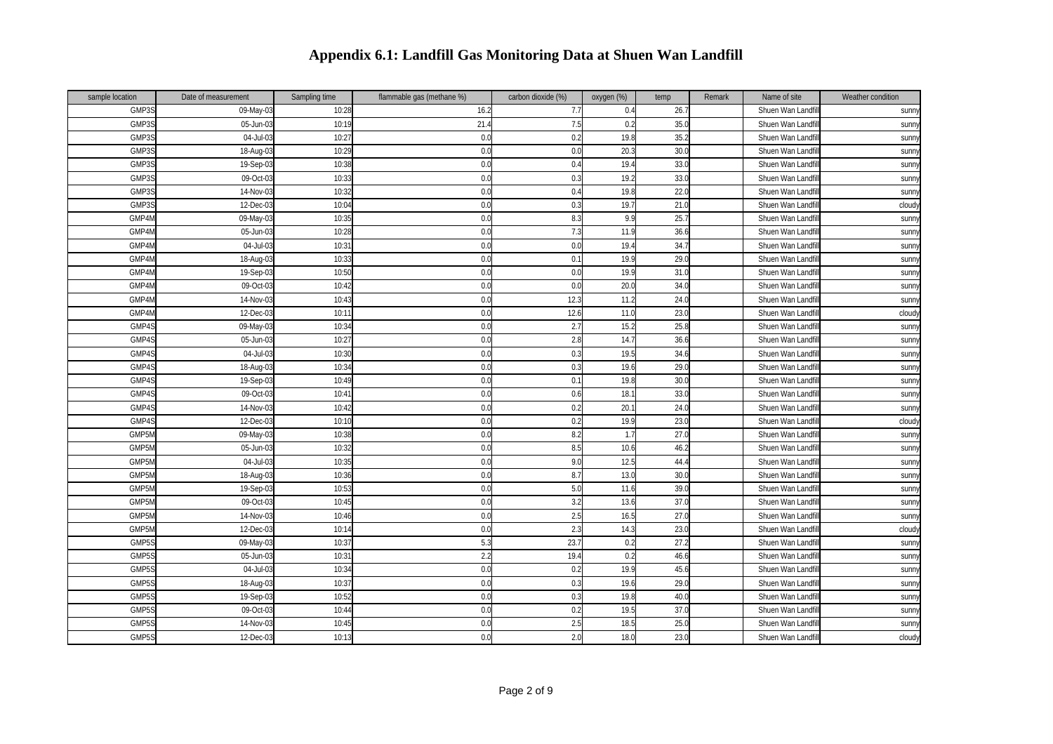# Appendix 6.1: Landfill Gas Monitoring Data at Shuen Wan Landfill

| sample location | Date of measurement | Sampling time | flammable gas (methane %) | carbon dioxide (%) | oxygen (%) | temp | Remark | Name of site | Weather condition |
|---|---|---|---|---|---|---|---|---|---|
| GMP3S | 09-May-03 | 10:28 | 16.2 | 7.7 | 0.4 | 26.7 | | Shuen Wan Landfill | sunny |
| GMP3S | 05-Jun-03 | 10:19 | 21.4 | 7.5 | 0.2 | 35.0 | | Shuen Wan Landfill | sunny |
| GMP3S | 04-Jul-03 | 10:27 | 0.0 | 0.2 | 19.8 | 35.2 | | Shuen Wan Landfill | sunny |
| GMP3S | 18-Aug-03 | 10:29 | 0.0 | 0.0 | 20.3 | 30.0 | | Shuen Wan Landfill | sunny |
| GMP3S | 19-Sep-03 | 10:38 | 0.0 | 0.4 | 19.4 | 33.0 | | Shuen Wan Landfill | sunny |
| GMP3S | 09-Oct-03 | 10:33 | 0.0 | 0.3 | 19.2 | 33.0 | | Shuen Wan Landfill | sunny |
| GMP3S | 14-Nov-03 | 10:32 | 0.0 | 0.4 | 19.8 | 22.0 | | Shuen Wan Landfill | sunny |
| GMP3S | 12-Dec-03 | 10:04 | 0.0 | 0.3 | 19.7 | 21.0 | | Shuen Wan Landfill | cloudy |
| GMP4M | 09-May-03 | 10:35 | 0.0 | 8.3 | 9.9 | 25.7 | | Shuen Wan Landfill | sunny |
| GMP4M | 05-Jun-03 | 10:28 | 0.0 | 7.3 | 11.9 | 36.6 | | Shuen Wan Landfill | sunny |
| GMP4M | 04-Jul-03 | 10:31 | 0.0 | 0.0 | 19.4 | 34.7 | | Shuen Wan Landfill | sunny |
| GMP4M | 18-Aug-03 | 10:33 | 0.0 | 0.1 | 19.9 | 29.0 | | Shuen Wan Landfill | sunny |
| GMP4M | 19-Sep-03 | 10:50 | 0.0 | 0.0 | 19.9 | 31.0 | | Shuen Wan Landfill | sunny |
| GMP4M | 09-Oct-03 | 10:42 | 0.0 | 0.0 | 20.0 | 34.0 | | Shuen Wan Landfill | sunny |
| GMP4M | 14-Nov-03 | 10:43 | 0.0 | 12.3 | 11.2 | 24.0 | | Shuen Wan Landfill | sunny |
| GMP4M | 12-Dec-03 | 10:11 | 0.0 | 12.6 | 11.0 | 23.0 | | Shuen Wan Landfill | cloudy |
| GMP4S | 09-May-03 | 10:34 | 0.0 | 2.7 | 15.2 | 25.8 | | Shuen Wan Landfill | sunny |
| GMP4S | 05-Jun-03 | 10:27 | 0.0 | 2.8 | 14.7 | 36.6 | | Shuen Wan Landfill | sunny |
| GMP4S | 04-Jul-03 | 10:30 | 0.0 | 0.3 | 19.5 | 34.6 | | Shuen Wan Landfill | sunny |
| GMP4S | 18-Aug-03 | 10:34 | 0.0 | 0.3 | 19.6 | 29.0 | | Shuen Wan Landfill | sunny |
| GMP4S | 19-Sep-03 | 10:49 | 0.0 | 0.1 | 19.8 | 30.0 | | Shuen Wan Landfill | sunny |
| GMP4S | 09-Oct-03 | 10:41 | 0.0 | 0.6 | 18.1 | 33.0 | | Shuen Wan Landfill | sunny |
| GMP4S | 14-Nov-03 | 10:42 | 0.0 | 0.2 | 20.1 | 24.0 | | Shuen Wan Landfill | sunny |
| GMP4S | 12-Dec-03 | 10:10 | 0.0 | 0.2 | 19.9 | 23.0 | | Shuen Wan Landfill | cloudy |
| GMP5M | 09-May-03 | 10:38 | 0.0 | 8.2 | 1.7 | 27.0 | | Shuen Wan Landfill | sunny |
| GMP5M | 05-Jun-03 | 10:32 | 0.0 | 8.5 | 10.6 | 46.2 | | Shuen Wan Landfill | sunny |
| GMP5M | 04-Jul-03 | 10:35 | 0.0 | 9.0 | 12.5 | 44.4 | | Shuen Wan Landfill | sunny |
| GMP5M | 18-Aug-03 | 10:36 | 0.0 | 8.7 | 13.0 | 30.0 | | Shuen Wan Landfill | sunny |
| GMP5M | 19-Sep-03 | 10:53 | 0.0 | 5.0 | 11.6 | 39.0 | | Shuen Wan Landfill | sunny |
| GMP5M | 09-Oct-03 | 10:45 | 0.0 | 3.2 | 13.6 | 37.0 | | Shuen Wan Landfill | sunny |
| GMP5M | 14-Nov-03 | 10:46 | 0.0 | 2.5 | 16.5 | 27.0 | | Shuen Wan Landfill | sunny |
| GMP5M | 12-Dec-03 | 10:14 | 0.0 | 2.3 | 14.3 | 23.0 | | Shuen Wan Landfill | cloudy |
| GMP5S | 09-May-03 | 10:37 | 5.3 | 23.7 | 0.2 | 27.2 | | Shuen Wan Landfill | sunny |
| GMP5S | 05-Jun-03 | 10:31 | 2.2 | 19.4 | 0.2 | 46.6 | | Shuen Wan Landfill | sunny |
| GMP5S | 04-Jul-03 | 10:34 | 0.0 | 0.2 | 19.9 | 45.6 | | Shuen Wan Landfill | sunny |
| GMP5S | 18-Aug-03 | 10:37 | 0.0 | 0.3 | 19.6 | 29.0 | | Shuen Wan Landfill | sunny |
| GMP5S | 19-Sep-03 | 10:52 | 0.0 | 0.3 | 19.8 | 40.0 | | Shuen Wan Landfill | sunny |
| GMP5S | 09-Oct-03 | 10:44 | 0.0 | 0.2 | 19.5 | 37.0 | | Shuen Wan Landfill | sunny |
| GMP5S | 14-Nov-03 | 10:45 | 0.0 | 2.5 | 18.5 | 25.0 | | Shuen Wan Landfill | sunny |
| GMP5S | 12-Dec-03 | 10:13 | 0.0 | 2.0 | 18.0 | 23.0 | | Shuen Wan Landfill | cloudy |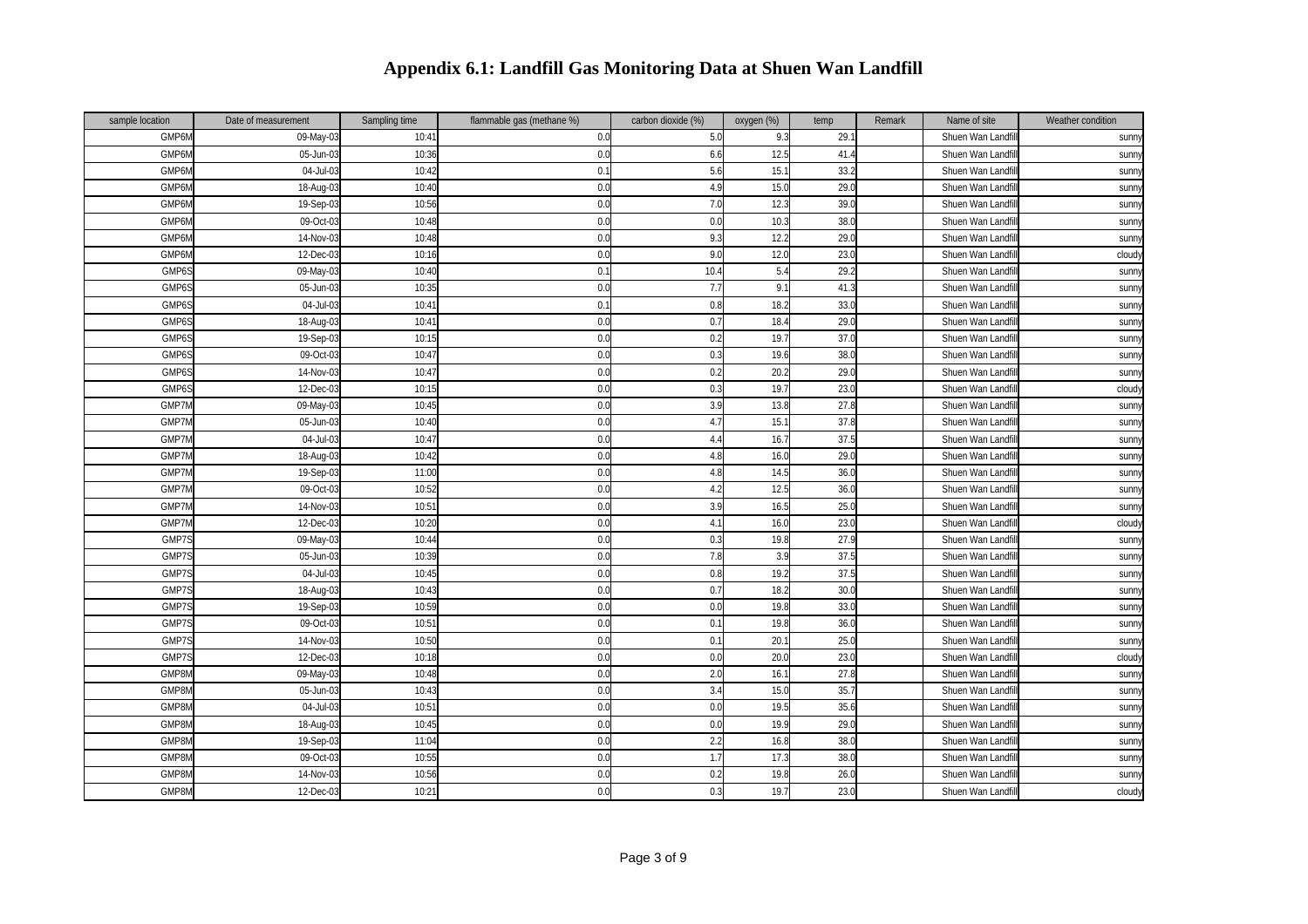# Appendix 6.1: Landfill Gas Monitoring Data at Shuen Wan Landfill

| sample location | Date of measurement | Sampling time | flammable gas (methane %) | carbon dioxide (%) | oxygen (%) | temp | Remark | Name of site | Weather condition |
|---|---|---|---|---|---|---|---|---|---|
| GMP6M | 09-May-03 | 10:41 | 0.0 | 5.0 | 9.3 | 29.1 | | Shuen Wan Landfill | sunny |
| GMP6M | 05-Jun-03 | 10:36 | 0.0 | 6.6 | 12.5 | 41.4 | | Shuen Wan Landfill | sunny |
| GMP6M | 04-Jul-03 | 10:42 | 0.1 | 5.6 | 15.1 | 33.2 | | Shuen Wan Landfill | sunny |
| GMP6M | 18-Aug-03 | 10:40 | 0.0 | 4.9 | 15.0 | 29.0 | | Shuen Wan Landfill | sunny |
| GMP6M | 19-Sep-03 | 10:56 | 0.0 | 7.0 | 12.3 | 39.0 | | Shuen Wan Landfill | sunny |
| GMP6M | 09-Oct-03 | 10:48 | 0.0 | 0.0 | 10.3 | 38.0 | | Shuen Wan Landfill | sunny |
| GMP6M | 14-Nov-03 | 10:48 | 0.0 | 9.3 | 12.2 | 29.0 | | Shuen Wan Landfill | sunny |
| GMP6M | 12-Dec-03 | 10:16 | 0.0 | 9.0 | 12.0 | 23.0 | | Shuen Wan Landfill | cloudy |
| GMP6S | 09-May-03 | 10:40 | 0.1 | 10.4 | 5.4 | 29.2 | | Shuen Wan Landfill | sunny |
| GMP6S | 05-Jun-03 | 10:35 | 0.0 | 7.7 | 9.1 | 41.3 | | Shuen Wan Landfill | sunny |
| GMP6S | 04-Jul-03 | 10:41 | 0.1 | 0.8 | 18.2 | 33.0 | | Shuen Wan Landfill | sunny |
| GMP6S | 18-Aug-03 | 10:41 | 0.0 | 0.7 | 18.4 | 29.0 | | Shuen Wan Landfill | sunny |
| GMP6S | 19-Sep-03 | 10:15 | 0.0 | 0.2 | 19.7 | 37.0 | | Shuen Wan Landfill | sunny |
| GMP6S | 09-Oct-03 | 10:47 | 0.0 | 0.3 | 19.6 | 38.0 | | Shuen Wan Landfill | sunny |
| GMP6S | 14-Nov-03 | 10:47 | 0.0 | 0.2 | 20.2 | 29.0 | | Shuen Wan Landfill | sunny |
| GMP6S | 12-Dec-03 | 10:15 | 0.0 | 0.3 | 19.7 | 23.0 | | Shuen Wan Landfill | cloudy |
| GMP7M | 09-May-03 | 10:45 | 0.0 | 3.9 | 13.8 | 27.8 | | Shuen Wan Landfill | sunny |
| GMP7M | 05-Jun-03 | 10:40 | 0.0 | 4.7 | 15.1 | 37.8 | | Shuen Wan Landfill | sunny |
| GMP7M | 04-Jul-03 | 10:47 | 0.0 | 4.4 | 16.7 | 37.5 | | Shuen Wan Landfill | sunny |
| GMP7M | 18-Aug-03 | 10:42 | 0.0 | 4.8 | 16.0 | 29.0 | | Shuen Wan Landfill | sunny |
| GMP7M | 19-Sep-03 | 11:00 | 0.0 | 4.8 | 14.5 | 36.0 | | Shuen Wan Landfill | sunny |
| GMP7M | 09-Oct-03 | 10:52 | 0.0 | 4.2 | 12.5 | 36.0 | | Shuen Wan Landfill | sunny |
| GMP7M | 14-Nov-03 | 10:51 | 0.0 | 3.9 | 16.5 | 25.0 | | Shuen Wan Landfill | sunny |
| GMP7M | 12-Dec-03 | 10:20 | 0.0 | 4.1 | 16.0 | 23.0 | | Shuen Wan Landfill | cloudy |
| GMP7S | 09-May-03 | 10:44 | 0.0 | 0.3 | 19.8 | 27.9 | | Shuen Wan Landfill | sunny |
| GMP7S | 05-Jun-03 | 10:39 | 0.0 | 7.8 | 3.9 | 37.5 | | Shuen Wan Landfill | sunny |
| GMP7S | 04-Jul-03 | 10:45 | 0.0 | 0.8 | 19.2 | 37.5 | | Shuen Wan Landfill | sunny |
| GMP7S | 18-Aug-03 | 10:43 | 0.0 | 0.7 | 18.2 | 30.0 | | Shuen Wan Landfill | sunny |
| GMP7S | 19-Sep-03 | 10:59 | 0.0 | 0.0 | 19.8 | 33.0 | | Shuen Wan Landfill | sunny |
| GMP7S | 09-Oct-03 | 10:51 | 0.0 | 0.1 | 19.8 | 36.0 | | Shuen Wan Landfill | sunny |
| GMP7S | 14-Nov-03 | 10:50 | 0.0 | 0.1 | 20.1 | 25.0 | | Shuen Wan Landfill | sunny |
| GMP7S | 12-Dec-03 | 10:18 | 0.0 | 0.0 | 20.0 | 23.0 | | Shuen Wan Landfill | cloudy |
| GMP8M | 09-May-03 | 10:48 | 0.0 | 2.0 | 16.1 | 27.8 | | Shuen Wan Landfill | sunny |
| GMP8M | 05-Jun-03 | 10:43 | 0.0 | 3.4 | 15.0 | 35.7 | | Shuen Wan Landfill | sunny |
| GMP8M | 04-Jul-03 | 10:51 | 0.0 | 0.0 | 19.5 | 35.6 | | Shuen Wan Landfill | sunny |
| GMP8M | 18-Aug-03 | 10:45 | 0.0 | 0.0 | 19.9 | 29.0 | | Shuen Wan Landfill | sunny |
| GMP8M | 19-Sep-03 | 11:04 | 0.0 | 2.2 | 16.8 | 38.0 | | Shuen Wan Landfill | sunny |
| GMP8M | 09-Oct-03 | 10:55 | 0.0 | 1.7 | 17.3 | 38.0 | | Shuen Wan Landfill | sunny |
| GMP8M | 14-Nov-03 | 10:56 | 0.0 | 0.2 | 19.8 | 26.0 | | Shuen Wan Landfill | sunny |
| GMP8M | 12-Dec-03 | 10:21 | 0.0 | 0.3 | 19.7 | 23.0 | | Shuen Wan Landfill | cloudy |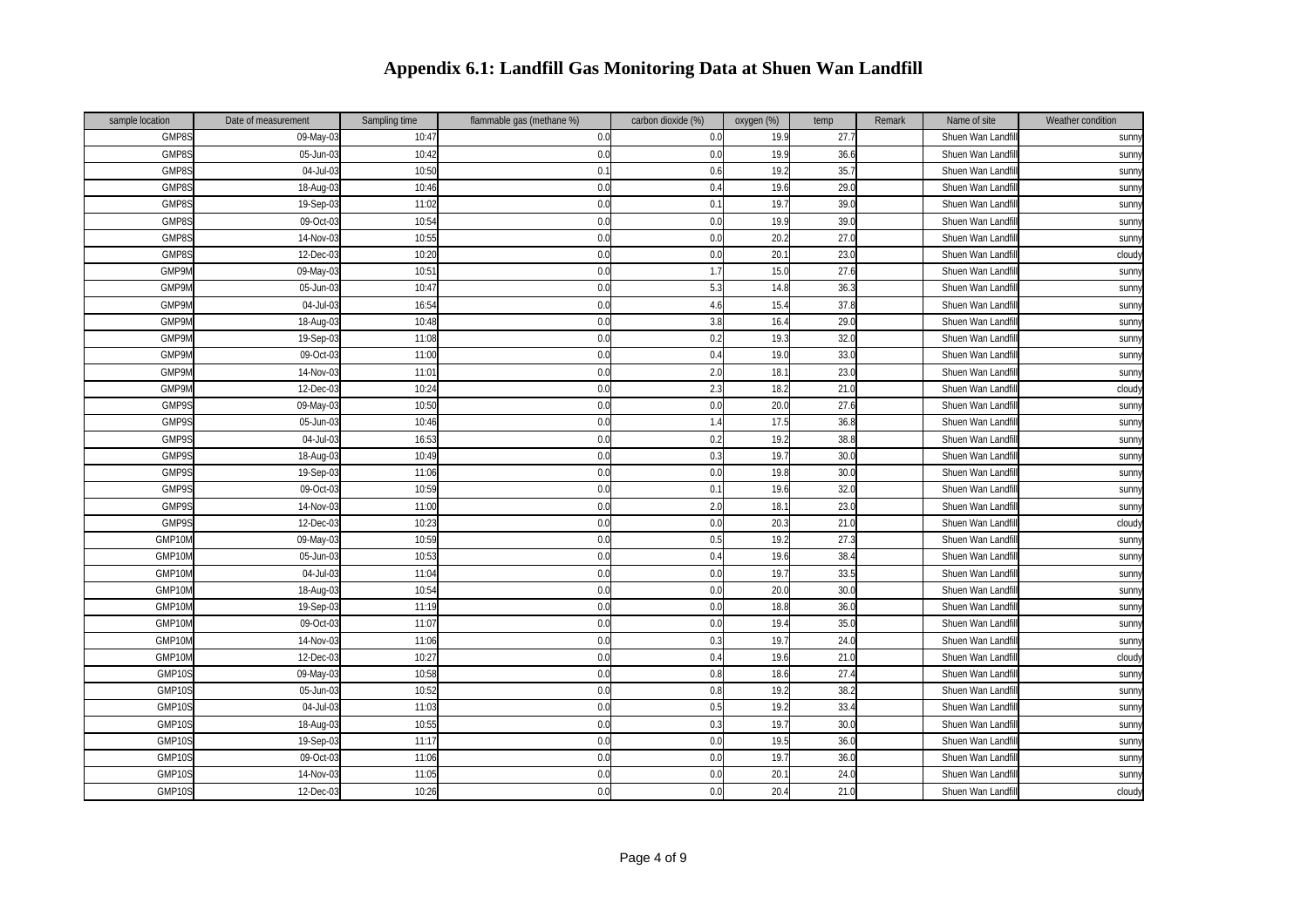# Appendix 6.1: Landfill Gas Monitoring Data at Shuen Wan Landfill

| sample location | Date of measurement | Sampling time | flammable gas (methane %) | carbon dioxide (%) | oxygen (%) | temp | Remark | Name of site | Weather condition |
|---|---|---|---|---|---|---|---|---|---|
| GMP8S | 09-May-03 | 10:47 | 0.0 | 0.0 | 19.9 | 27.7 | | Shuen Wan Landfill | sunny |
| GMP8S | 05-Jun-03 | 10:42 | 0.0 | 0.0 | 19.9 | 36.6 | | Shuen Wan Landfill | sunny |
| GMP8S | 04-Jul-03 | 10:50 | 0.1 | 0.6 | 19.2 | 35.7 | | Shuen Wan Landfill | sunny |
| GMP8S | 18-Aug-03 | 10:46 | 0.0 | 0.4 | 19.6 | 29.0 | | Shuen Wan Landfill | sunny |
| GMP8S | 19-Sep-03 | 11:02 | 0.0 | 0.1 | 19.7 | 39.0 | | Shuen Wan Landfill | sunny |
| GMP8S | 09-Oct-03 | 10:54 | 0.0 | 0.0 | 19.9 | 39.0 | | Shuen Wan Landfill | sunny |
| GMP8S | 14-Nov-03 | 10:55 | 0.0 | 0.0 | 20.2 | 27.0 | | Shuen Wan Landfill | sunny |
| GMP8S | 12-Dec-03 | 10:20 | 0.0 | 0.0 | 20.1 | 23.0 | | Shuen Wan Landfill | cloudy |
| GMP9M | 09-May-03 | 10:51 | 0.0 | 1.7 | 15.0 | 27.6 | | Shuen Wan Landfill | sunny |
| GMP9M | 05-Jun-03 | 10:47 | 0.0 | 5.3 | 14.8 | 36.3 | | Shuen Wan Landfill | sunny |
| GMP9M | 04-Jul-03 | 16:54 | 0.0 | 4.6 | 15.4 | 37.8 | | Shuen Wan Landfill | sunny |
| GMP9M | 18-Aug-03 | 10:48 | 0.0 | 3.8 | 16.4 | 29.0 | | Shuen Wan Landfill | sunny |
| GMP9M | 19-Sep-03 | 11:08 | 0.0 | 0.2 | 19.3 | 32.0 | | Shuen Wan Landfill | sunny |
| GMP9M | 09-Oct-03 | 11:00 | 0.0 | 0.4 | 19.0 | 33.0 | | Shuen Wan Landfill | sunny |
| GMP9M | 14-Nov-03 | 11:01 | 0.0 | 2.0 | 18.1 | 23.0 | | Shuen Wan Landfill | sunny |
| GMP9M | 12-Dec-03 | 10:24 | 0.0 | 2.3 | 18.2 | 21.0 | | Shuen Wan Landfill | cloudy |
| GMP9S | 09-May-03 | 10:50 | 0.0 | 0.0 | 20.0 | 27.6 | | Shuen Wan Landfill | sunny |
| GMP9S | 05-Jun-03 | 10:46 | 0.0 | 1.4 | 17.5 | 36.8 | | Shuen Wan Landfill | sunny |
| GMP9S | 04-Jul-03 | 16:53 | 0.0 | 0.2 | 19.2 | 38.8 | | Shuen Wan Landfill | sunny |
| GMP9S | 18-Aug-03 | 10:49 | 0.0 | 0.3 | 19.7 | 30.0 | | Shuen Wan Landfill | sunny |
| GMP9S | 19-Sep-03 | 11:06 | 0.0 | 0.0 | 19.8 | 30.0 | | Shuen Wan Landfill | sunny |
| GMP9S | 09-Oct-03 | 10:59 | 0.0 | 0.1 | 19.6 | 32.0 | | Shuen Wan Landfill | sunny |
| GMP9S | 14-Nov-03 | 11:00 | 0.0 | 2.0 | 18.1 | 23.0 | | Shuen Wan Landfill | sunny |
| GMP9S | 12-Dec-03 | 10:23 | 0.0 | 0.0 | 20.3 | 21.0 | | Shuen Wan Landfill | cloudy |
| GMP10M | 09-May-03 | 10:59 | 0.0 | 0.5 | 19.2 | 27.3 | | Shuen Wan Landfill | sunny |
| GMP10M | 05-Jun-03 | 10:53 | 0.0 | 0.4 | 19.6 | 38.4 | | Shuen Wan Landfill | sunny |
| GMP10M | 04-Jul-03 | 11:04 | 0.0 | 0.0 | 19.7 | 33.5 | | Shuen Wan Landfill | sunny |
| GMP10M | 18-Aug-03 | 10:54 | 0.0 | 0.0 | 20.0 | 30.0 | | Shuen Wan Landfill | sunny |
| GMP10M | 19-Sep-03 | 11:19 | 0.0 | 0.0 | 18.8 | 36.0 | | Shuen Wan Landfill | sunny |
| GMP10M | 09-Oct-03 | 11:07 | 0.0 | 0.0 | 19.4 | 35.0 | | Shuen Wan Landfill | sunny |
| GMP10M | 14-Nov-03 | 11:06 | 0.0 | 0.3 | 19.7 | 24.0 | | Shuen Wan Landfill | sunny |
| GMP10M | 12-Dec-03 | 10:27 | 0.0 | 0.4 | 19.6 | 21.0 | | Shuen Wan Landfill | cloudy |
| GMP10S | 09-May-03 | 10:58 | 0.0 | 0.8 | 18.6 | 27.4 | | Shuen Wan Landfill | sunny |
| GMP10S | 05-Jun-03 | 10:52 | 0.0 | 0.8 | 19.2 | 38.2 | | Shuen Wan Landfill | sunny |
| GMP10S | 04-Jul-03 | 11:03 | 0.0 | 0.5 | 19.2 | 33.4 | | Shuen Wan Landfill | sunny |
| GMP10S | 18-Aug-03 | 10:55 | 0.0 | 0.3 | 19.7 | 30.0 | | Shuen Wan Landfill | sunny |
| GMP10S | 19-Sep-03 | 11:17 | 0.0 | 0.0 | 19.5 | 36.0 | | Shuen Wan Landfill | sunny |
| GMP10S | 09-Oct-03 | 11:06 | 0.0 | 0.0 | 19.7 | 36.0 | | Shuen Wan Landfill | sunny |
| GMP10S | 14-Nov-03 | 11:05 | 0.0 | 0.0 | 20.1 | 24.0 | | Shuen Wan Landfill | sunny |
| GMP10S | 12-Dec-03 | 10:26 | 0.0 | 0.0 | 20.4 | 21.0 | | Shuen Wan Landfill | cloudy |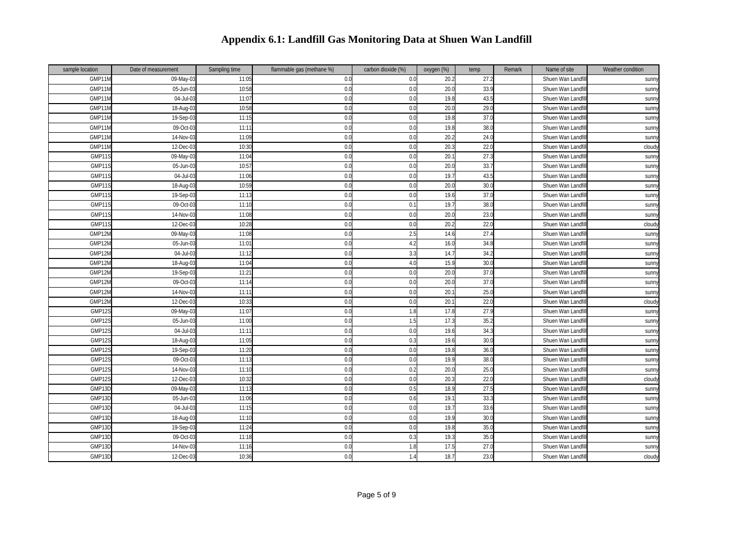# Appendix 6.1: Landfill Gas Monitoring Data at Shuen Wan Landfill

| sample location | Date of measurement | Sampling time | flammable gas (methane %) | carbon dioxide (%) | oxygen (%) | temp | Remark | Name of site | Weather condition |
|---|---|---|---|---|---|---|---|---|---|
| GMP11M | 09-May-03 | 11:05 | 0.0 | 0.0 | 20.2 | 27.2 | | Shuen Wan Landfill | sunny |
| GMP11M | 05-Jun-03 | 10:58 | 0.0 | 0.0 | 20.0 | 33.9 | | Shuen Wan Landfill | sunny |
| GMP11M | 04-Jul-03 | 11:07 | 0.0 | 0.0 | 19.8 | 43.5 | | Shuen Wan Landfill | sunny |
| GMP11M | 18-Aug-03 | 10:58 | 0.0 | 0.0 | 20.0 | 29.0 | | Shuen Wan Landfill | sunny |
| GMP11M | 19-Sep-03 | 11:15 | 0.0 | 0.0 | 19.8 | 37.0 | | Shuen Wan Landfill | sunny |
| GMP11M | 09-Oct-03 | 11:11 | 0.0 | 0.0 | 19.8 | 38.0 | | Shuen Wan Landfill | sunny |
| GMP11M | 14-Nov-03 | 11:09 | 0.0 | 0.0 | 20.2 | 24.0 | | Shuen Wan Landfill | sunny |
| GMP11M | 12-Dec-03 | 10:30 | 0.0 | 0.0 | 20.3 | 22.0 | | Shuen Wan Landfill | cloudy |
| GMP11S | 09-May-03 | 11:04 | 0.0 | 0.0 | 20.1 | 27.3 | | Shuen Wan Landfill | sunny |
| GMP11S | 05-Jun-03 | 10:57 | 0.0 | 0.0 | 20.0 | 33.7 | | Shuen Wan Landfill | sunny |
| GMP11S | 04-Jul-03 | 11:06 | 0.0 | 0.0 | 19.7 | 43.5 | | Shuen Wan Landfill | sunny |
| GMP11S | 18-Aug-03 | 10:59 | 0.0 | 0.0 | 20.0 | 30.0 | | Shuen Wan Landfill | sunny |
| GMP11S | 19-Sep-03 | 11:13 | 0.0 | 0.0 | 19.6 | 37.0 | | Shuen Wan Landfill | sunny |
| GMP11S | 09-Oct-03 | 11:10 | 0.0 | 0.1 | 19.7 | 38.0 | | Shuen Wan Landfill | sunny |
| GMP11S | 14-Nov-03 | 11:08 | 0.0 | 0.0 | 20.0 | 23.0 | | Shuen Wan Landfill | sunny |
| GMP11S | 12-Dec-03 | 10:28 | 0.0 | 0.0 | 20.2 | 22.0 | | Shuen Wan Landfill | cloudy |
| GMP12M | 09-May-03 | 11:08 | 0.0 | 2.5 | 14.6 | 27.4 | | Shuen Wan Landfill | sunny |
| GMP12M | 05-Jun-03 | 11:01 | 0.0 | 4.2 | 16.0 | 34.8 | | Shuen Wan Landfill | sunny |
| GMP12M | 04-Jul-03 | 11:12 | 0.0 | 3.3 | 14.7 | 34.2 | | Shuen Wan Landfill | sunny |
| GMP12M | 18-Aug-03 | 11:04 | 0.0 | 4.0 | 15.9 | 30.0 | | Shuen Wan Landfill | sunny |
| GMP12M | 19-Sep-03 | 11:21 | 0.0 | 0.0 | 20.0 | 37.0 | | Shuen Wan Landfill | sunny |
| GMP12M | 09-Oct-03 | 11:14 | 0.0 | 0.0 | 20.0 | 37.0 | | Shuen Wan Landfill | sunny |
| GMP12M | 14-Nov-03 | 11:11 | 0.0 | 0.0 | 20.1 | 25.0 | | Shuen Wan Landfill | sunny |
| GMP12M | 12-Dec-03 | 10:33 | 0.0 | 0.0 | 20.1 | 22.0 | | Shuen Wan Landfill | cloudy |
| GMP12S | 09-May-03 | 11:07 | 0.0 | 1.8 | 17.8 | 27.9 | | Shuen Wan Landfill | sunny |
| GMP12S | 05-Jun-03 | 11:00 | 0.0 | 1.5 | 17.3 | 35.2 | | Shuen Wan Landfill | sunny |
| GMP12S | 04-Jul-03 | 11:11 | 0.0 | 0.0 | 19.6 | 34.3 | | Shuen Wan Landfill | sunny |
| GMP12S | 18-Aug-03 | 11:05 | 0.0 | 0.3 | 19.6 | 30.0 | | Shuen Wan Landfill | sunny |
| GMP12S | 19-Sep-03 | 11:20 | 0.0 | 0.0 | 19.8 | 36.0 | | Shuen Wan Landfill | sunny |
| GMP12S | 09-Oct-03 | 11:13 | 0.0 | 0.0 | 19.9 | 38.0 | | Shuen Wan Landfill | sunny |
| GMP12S | 14-Nov-03 | 11:10 | 0.0 | 0.2 | 20.0 | 25.0 | | Shuen Wan Landfill | sunny |
| GMP12S | 12-Dec-03 | 10:32 | 0.0 | 0.0 | 20.3 | 22.0 | | Shuen Wan Landfill | cloudy |
| GMP13D | 09-May-03 | 11:13 | 0.0 | 0.5 | 18.9 | 27.5 | | Shuen Wan Landfill | sunny |
| GMP13D | 05-Jun-03 | 11:06 | 0.0 | 0.6 | 19.1 | 33.3 | | Shuen Wan Landfill | sunny |
| GMP13D | 04-Jul-03 | 11:15 | 0.0 | 0.0 | 19.7 | 33.6 | | Shuen Wan Landfill | sunny |
| GMP13D | 18-Aug-03 | 11:10 | 0.0 | 0.0 | 19.9 | 30.0 | | Shuen Wan Landfill | sunny |
| GMP13D | 19-Sep-03 | 11:24 | 0.0 | 0.0 | 19.8 | 35.0 | | Shuen Wan Landfill | sunny |
| GMP13D | 09-Oct-03 | 11:18 | 0.0 | 0.3 | 19.3 | 35.0 | | Shuen Wan Landfill | sunny |
| GMP13D | 14-Nov-03 | 11:16 | 0.0 | 1.8 | 17.5 | 27.0 | | Shuen Wan Landfill | sunny |
| GMP13D | 12-Dec-03 | 10:36 | 0.0 | 1.4 | 18.7 | 23.0 | | Shuen Wan Landfill | cloudy |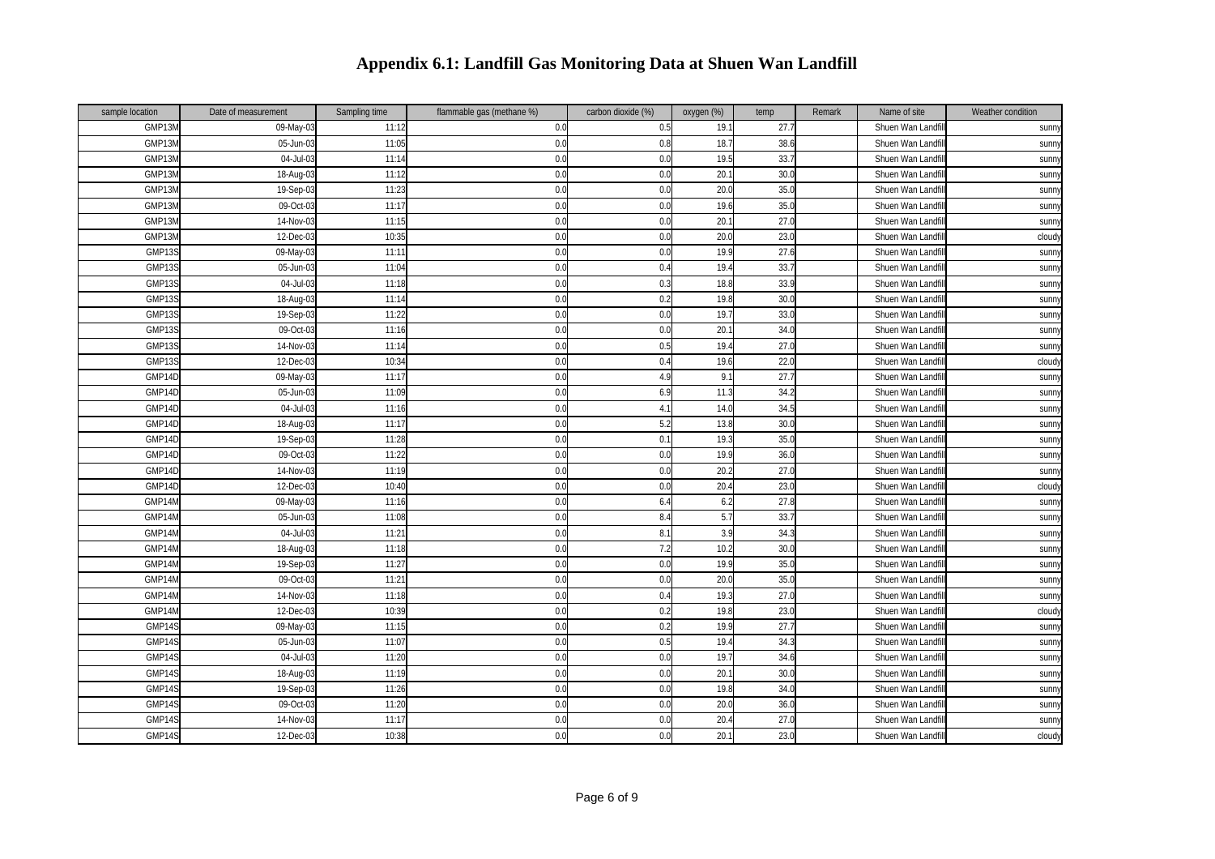# Appendix 6.1: Landfill Gas Monitoring Data at Shuen Wan Landfill

| sample location | Date of measurement | Sampling time | flammable gas (methane %) | carbon dioxide (%) | oxygen (%) | temp | Remark | Name of site | Weather condition |
|---|---|---|---|---|---|---|---|---|---|
| GMP13M | 09-May-03 | 11:12 | 0.0 | 0.5 | 19.1 | 27.7 | | Shuen Wan Landfill | sunny |
| GMP13M | 05-Jun-03 | 11:05 | 0.0 | 0.8 | 18.7 | 38.6 | | Shuen Wan Landfill | sunny |
| GMP13M | 04-Jul-03 | 11:14 | 0.0 | 0.0 | 19.5 | 33.7 | | Shuen Wan Landfill | sunny |
| GMP13M | 18-Aug-03 | 11:12 | 0.0 | 0.0 | 20.1 | 30.0 | | Shuen Wan Landfill | sunny |
| GMP13M | 19-Sep-03 | 11:23 | 0.0 | 0.0 | 20.0 | 35.0 | | Shuen Wan Landfill | sunny |
| GMP13M | 09-Oct-03 | 11:17 | 0.0 | 0.0 | 19.6 | 35.0 | | Shuen Wan Landfill | sunny |
| GMP13M | 14-Nov-03 | 11:15 | 0.0 | 0.0 | 20.1 | 27.0 | | Shuen Wan Landfill | sunny |
| GMP13M | 12-Dec-03 | 10:35 | 0.0 | 0.0 | 20.0 | 23.0 | | Shuen Wan Landfill | cloudy |
| GMP13S | 09-May-03 | 11:11 | 0.0 | 0.0 | 19.9 | 27.6 | | Shuen Wan Landfill | sunny |
| GMP13S | 05-Jun-03 | 11:04 | 0.0 | 0.4 | 19.4 | 33.7 | | Shuen Wan Landfill | sunny |
| GMP13S | 04-Jul-03 | 11:18 | 0.0 | 0.3 | 18.8 | 33.9 | | Shuen Wan Landfill | sunny |
| GMP13S | 18-Aug-03 | 11:14 | 0.0 | 0.2 | 19.8 | 30.0 | | Shuen Wan Landfill | sunny |
| GMP13S | 19-Sep-03 | 11:22 | 0.0 | 0.0 | 19.7 | 33.0 | | Shuen Wan Landfill | sunny |
| GMP13S | 09-Oct-03 | 11:16 | 0.0 | 0.0 | 20.1 | 34.0 | | Shuen Wan Landfill | sunny |
| GMP13S | 14-Nov-03 | 11:14 | 0.0 | 0.5 | 19.4 | 27.0 | | Shuen Wan Landfill | sunny |
| GMP13S | 12-Dec-03 | 10:34 | 0.0 | 0.4 | 19.6 | 22.0 | | Shuen Wan Landfill | cloudy |
| GMP14D | 09-May-03 | 11:17 | 0.0 | 4.9 | 9.1 | 27.7 | | Shuen Wan Landfill | sunny |
| GMP14D | 05-Jun-03 | 11:09 | 0.0 | 6.9 | 11.3 | 34.2 | | Shuen Wan Landfill | sunny |
| GMP14D | 04-Jul-03 | 11:16 | 0.0 | 4.1 | 14.0 | 34.5 | | Shuen Wan Landfill | sunny |
| GMP14D | 18-Aug-03 | 11:17 | 0.0 | 5.2 | 13.8 | 30.0 | | Shuen Wan Landfill | sunny |
| GMP14D | 19-Sep-03 | 11:28 | 0.0 | 0.1 | 19.3 | 35.0 | | Shuen Wan Landfill | sunny |
| GMP14D | 09-Oct-03 | 11:22 | 0.0 | 0.0 | 19.9 | 36.0 | | Shuen Wan Landfill | sunny |
| GMP14D | 14-Nov-03 | 11:19 | 0.0 | 0.0 | 20.2 | 27.0 | | Shuen Wan Landfill | sunny |
| GMP14D | 12-Dec-03 | 10:40 | 0.0 | 0.0 | 20.4 | 23.0 | | Shuen Wan Landfill | cloudy |
| GMP14M | 09-May-03 | 11:16 | 0.0 | 6.4 | 6.2 | 27.8 | | Shuen Wan Landfill | sunny |
| GMP14M | 05-Jun-03 | 11:08 | 0.0 | 8.4 | 5.7 | 33.7 | | Shuen Wan Landfill | sunny |
| GMP14M | 04-Jul-03 | 11:21 | 0.0 | 8.1 | 3.9 | 34.3 | | Shuen Wan Landfill | sunny |
| GMP14M | 18-Aug-03 | 11:18 | 0.0 | 7.2 | 10.2 | 30.0 | | Shuen Wan Landfill | sunny |
| GMP14M | 19-Sep-03 | 11:27 | 0.0 | 0.0 | 19.9 | 35.0 | | Shuen Wan Landfill | sunny |
| GMP14M | 09-Oct-03 | 11:21 | 0.0 | 0.0 | 20.0 | 35.0 | | Shuen Wan Landfill | sunny |
| GMP14M | 14-Nov-03 | 11:18 | 0.0 | 0.4 | 19.3 | 27.0 | | Shuen Wan Landfill | sunny |
| GMP14M | 12-Dec-03 | 10:39 | 0.0 | 0.2 | 19.8 | 23.0 | | Shuen Wan Landfill | cloudy |
| GMP14S | 09-May-03 | 11:15 | 0.0 | 0.2 | 19.9 | 27.7 | | Shuen Wan Landfill | sunny |
| GMP14S | 05-Jun-03 | 11:07 | 0.0 | 0.5 | 19.4 | 34.3 | | Shuen Wan Landfill | sunny |
| GMP14S | 04-Jul-03 | 11:20 | 0.0 | 0.0 | 19.7 | 34.6 | | Shuen Wan Landfill | sunny |
| GMP14S | 18-Aug-03 | 11:19 | 0.0 | 0.0 | 20.1 | 30.0 | | Shuen Wan Landfill | sunny |
| GMP14S | 19-Sep-03 | 11:26 | 0.0 | 0.0 | 19.8 | 34.0 | | Shuen Wan Landfill | sunny |
| GMP14S | 09-Oct-03 | 11:20 | 0.0 | 0.0 | 20.0 | 36.0 | | Shuen Wan Landfill | sunny |
| GMP14S | 14-Nov-03 | 11:17 | 0.0 | 0.0 | 20.4 | 27.0 | | Shuen Wan Landfill | sunny |
| GMP14S | 12-Dec-03 | 10:38 | 0.0 | 0.0 | 20.1 | 23.0 | | Shuen Wan Landfill | cloudy |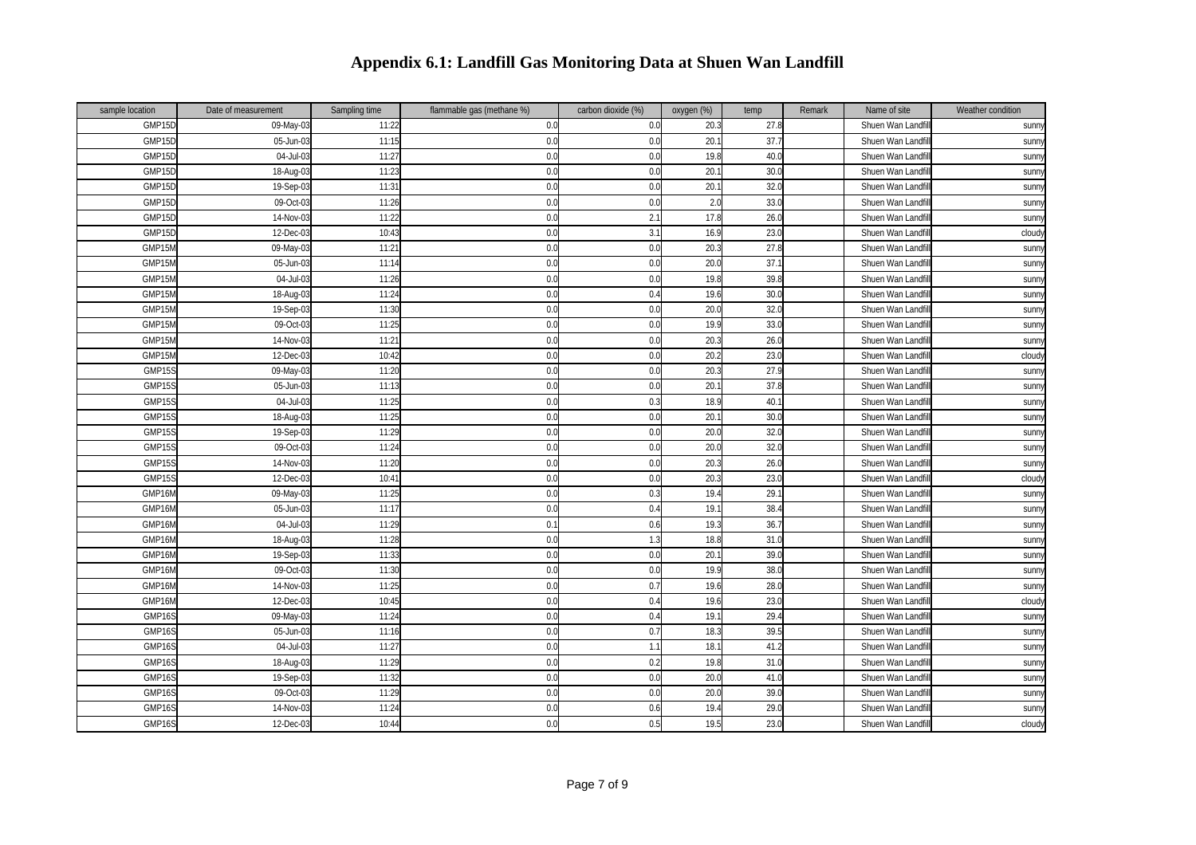# Appendix 6.1: Landfill Gas Monitoring Data at Shuen Wan Landfill

| sample location | Date of measurement | Sampling time | flammable gas (methane %) | carbon dioxide (%) | oxygen (%) | temp | Remark | Name of site | Weather condition |
|---|---|---|---|---|---|---|---|---|---|
| GMP15D | 09-May-03 | 11:22 | 0.0 | 0.0 | 20.3 | 27.8 | | Shuen Wan Landfill | sunny |
| GMP15D | 05-Jun-03 | 11:15 | 0.0 | 0.0 | 20.1 | 37.7 | | Shuen Wan Landfill | sunny |
| GMP15D | 04-Jul-03 | 11:27 | 0.0 | 0.0 | 19.8 | 40.0 | | Shuen Wan Landfill | sunny |
| GMP15D | 18-Aug-03 | 11:23 | 0.0 | 0.0 | 20.1 | 30.0 | | Shuen Wan Landfill | sunny |
| GMP15D | 19-Sep-03 | 11:31 | 0.0 | 0.0 | 20.1 | 32.0 | | Shuen Wan Landfill | sunny |
| GMP15D | 09-Oct-03 | 11:26 | 0.0 | 0.0 | 2.0 | 33.0 | | Shuen Wan Landfill | sunny |
| GMP15D | 14-Nov-03 | 11:22 | 0.0 | 2.1 | 17.8 | 26.0 | | Shuen Wan Landfill | sunny |
| GMP15D | 12-Dec-03 | 10:43 | 0.0 | 3.1 | 16.9 | 23.0 | | Shuen Wan Landfill | cloudy |
| GMP15M | 09-May-03 | 11:21 | 0.0 | 0.0 | 20.3 | 27.8 | | Shuen Wan Landfill | sunny |
| GMP15M | 05-Jun-03 | 11:14 | 0.0 | 0.0 | 20.0 | 37.1 | | Shuen Wan Landfill | sunny |
| GMP15M | 04-Jul-03 | 11:26 | 0.0 | 0.0 | 19.8 | 39.8 | | Shuen Wan Landfill | sunny |
| GMP15M | 18-Aug-03 | 11:24 | 0.0 | 0.4 | 19.6 | 30.0 | | Shuen Wan Landfill | sunny |
| GMP15M | 19-Sep-03 | 11:30 | 0.0 | 0.0 | 20.0 | 32.0 | | Shuen Wan Landfill | sunny |
| GMP15M | 09-Oct-03 | 11:25 | 0.0 | 0.0 | 19.9 | 33.0 | | Shuen Wan Landfill | sunny |
| GMP15M | 14-Nov-03 | 11:21 | 0.0 | 0.0 | 20.3 | 26.0 | | Shuen Wan Landfill | sunny |
| GMP15M | 12-Dec-03 | 10:42 | 0.0 | 0.0 | 20.2 | 23.0 | | Shuen Wan Landfill | cloudy |
| GMP15S | 09-May-03 | 11:20 | 0.0 | 0.0 | 20.3 | 27.9 | | Shuen Wan Landfill | sunny |
| GMP15S | 05-Jun-03 | 11:13 | 0.0 | 0.0 | 20.1 | 37.8 | | Shuen Wan Landfill | sunny |
| GMP15S | 04-Jul-03 | 11:25 | 0.0 | 0.3 | 18.9 | 40.1 | | Shuen Wan Landfill | sunny |
| GMP15S | 18-Aug-03 | 11:25 | 0.0 | 0.0 | 20.1 | 30.0 | | Shuen Wan Landfill | sunny |
| GMP15S | 19-Sep-03 | 11:29 | 0.0 | 0.0 | 20.0 | 32.0 | | Shuen Wan Landfill | sunny |
| GMP15S | 09-Oct-03 | 11:24 | 0.0 | 0.0 | 20.0 | 32.0 | | Shuen Wan Landfill | sunny |
| GMP15S | 14-Nov-03 | 11:20 | 0.0 | 0.0 | 20.3 | 26.0 | | Shuen Wan Landfill | sunny |
| GMP15S | 12-Dec-03 | 10:41 | 0.0 | 0.0 | 20.3 | 23.0 | | Shuen Wan Landfill | cloudy |
| GMP16M | 09-May-03 | 11:25 | 0.0 | 0.3 | 19.4 | 29.1 | | Shuen Wan Landfill | sunny |
| GMP16M | 05-Jun-03 | 11:17 | 0.0 | 0.4 | 19.1 | 38.4 | | Shuen Wan Landfill | sunny |
| GMP16M | 04-Jul-03 | 11:29 | 0.1 | 0.6 | 19.3 | 36.7 | | Shuen Wan Landfill | sunny |
| GMP16M | 18-Aug-03 | 11:28 | 0.0 | 1.3 | 18.8 | 31.0 | | Shuen Wan Landfill | sunny |
| GMP16M | 19-Sep-03 | 11:33 | 0.0 | 0.0 | 20.1 | 39.0 | | Shuen Wan Landfill | sunny |
| GMP16M | 09-Oct-03 | 11:30 | 0.0 | 0.0 | 19.9 | 38.0 | | Shuen Wan Landfill | sunny |
| GMP16M | 14-Nov-03 | 11:25 | 0.0 | 0.7 | 19.6 | 28.0 | | Shuen Wan Landfill | sunny |
| GMP16M | 12-Dec-03 | 10:45 | 0.0 | 0.4 | 19.6 | 23.0 | | Shuen Wan Landfill | cloudy |
| GMP16S | 09-May-03 | 11:24 | 0.0 | 0.4 | 19.1 | 29.4 | | Shuen Wan Landfill | sunny |
| GMP16S | 05-Jun-03 | 11:16 | 0.0 | 0.7 | 18.3 | 39.5 | | Shuen Wan Landfill | sunny |
| GMP16S | 04-Jul-03 | 11:27 | 0.0 | 1.1 | 18.1 | 41.2 | | Shuen Wan Landfill | sunny |
| GMP16S | 18-Aug-03 | 11:29 | 0.0 | 0.2 | 19.8 | 31.0 | | Shuen Wan Landfill | sunny |
| GMP16S | 19-Sep-03 | 11:32 | 0.0 | 0.0 | 20.0 | 41.0 | | Shuen Wan Landfill | sunny |
| GMP16S | 09-Oct-03 | 11:29 | 0.0 | 0.0 | 20.0 | 39.0 | | Shuen Wan Landfill | sunny |
| GMP16S | 14-Nov-03 | 11:24 | 0.0 | 0.6 | 19.4 | 29.0 | | Shuen Wan Landfill | sunny |
| GMP16S | 12-Dec-03 | 10:44 | 0.0 | 0.5 | 19.5 | 23.0 | | Shuen Wan Landfill | cloudy |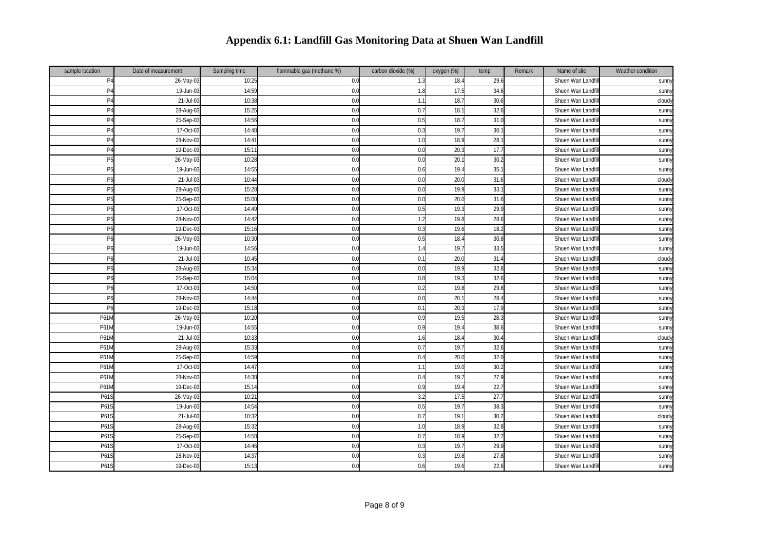# Appendix 6.1: Landfill Gas Monitoring Data at Shuen Wan Landfill

| sample location | Date of measurement | Sampling time | flammable gas (methane %) | carbon dioxide (%) | oxygen (%) | temp | Remark | Name of site | Weather condition |
|---|---|---|---|---|---|---|---|---|---|
| P4 | 26-May-03 | 10:25 | 0.0 | 1.3 | 18.4 | 29.6 | | Shuen Wan Landfill | sunny |
| P4 | 19-Jun-03 | 14:59 | 0.0 | 1.8 | 17.5 | 34.6 | | Shuen Wan Landfill | sunny |
| P4 | 21-Jul-03 | 10:38 | 0.0 | 1.1 | 18.7 | 30.6 | | Shuen Wan Landfill | cloudy |
| P4 | 28-Aug-03 | 15:25 | 0.0 | 0.7 | 18.1 | 32.6 | | Shuen Wan Landfill | sunny |
| P4 | 25-Sep-03 | 14:56 | 0.0 | 0.5 | 18.7 | 31.0 | | Shuen Wan Landfill | sunny |
| P4 | 17-Oct-03 | 14:48 | 0.0 | 0.3 | 19.7 | 30.1 | | Shuen Wan Landfill | sunny |
| P4 | 28-Nov-03 | 14:41 | 0.0 | 1.0 | 18.9 | 28.1 | | Shuen Wan Landfill | sunny |
| P4 | 19-Dec-03 | 15:11 | 0.0 | 0.0 | 20.3 | 17.7 | | Shuen Wan Landfill | sunny |
| P5 | 26-May-03 | 10:28 | 0.0 | 0.0 | 20.1 | 30.2 | | Shuen Wan Landfill | sunny |
| P5 | 19-Jun-03 | 14:55 | 0.0 | 0.6 | 19.4 | 35.1 | | Shuen Wan Landfill | sunny |
| P5 | 21-Jul-03 | 10:44 | 0.0 | 0.0 | 20.0 | 31.6 | | Shuen Wan Landfill | cloudy |
| P5 | 28-Aug-03 | 15:28 | 0.0 | 0.0 | 19.9 | 33.1 | | Shuen Wan Landfill | sunny |
| P5 | 25-Sep-03 | 15:00 | 0.0 | 0.0 | 20.0 | 31.6 | | Shuen Wan Landfill | sunny |
| P5 | 17-Oct-03 | 14:49 | 0.0 | 0.5 | 19.3 | 29.9 | | Shuen Wan Landfill | sunny |
| P5 | 28-Nov-03 | 14:42 | 0.0 | 1.2 | 19.8 | 28.6 | | Shuen Wan Landfill | sunny |
| P5 | 19-Dec-03 | 15:16 | 0.0 | 0.3 | 19.6 | 18.2 | | Shuen Wan Landfill | sunny |
| P6 | 26-May-03 | 10:30 | 0.0 | 0.5 | 18.4 | 30.8 | | Shuen Wan Landfill | sunny |
| P6 | 19-Jun-03 | 14:56 | 0.0 | 1.4 | 19.7 | 33.5 | | Shuen Wan Landfill | sunny |
| P6 | 21-Jul-03 | 10:45 | 0.0 | 0.1 | 20.0 | 31.4 | | Shuen Wan Landfill | cloudy |
| P6 | 28-Aug-03 | 15:34 | 0.0 | 0.0 | 19.9 | 32.8 | | Shuen Wan Landfill | sunny |
| P6 | 25-Sep-03 | 15:04 | 0.0 | 0.8 | 19.3 | 32.6 | | Shuen Wan Landfill | sunny |
| P6 | 17-Oct-03 | 14:50 | 0.0 | 0.2 | 19.8 | 29.8 | | Shuen Wan Landfill | sunny |
| P6 | 28-Nov-03 | 14:44 | 0.0 | 0.0 | 20.1 | 28.4 | | Shuen Wan Landfill | sunny |
| P6 | 19-Dec-03 | 15:18 | 0.0 | 0.1 | 20.3 | 17.9 | | Shuen Wan Landfill | sunny |
| P61M | 26-May-03 | 10:20 | 0.0 | 0.9 | 19.5 | 28.3 | | Shuen Wan Landfill | sunny |
| P61M | 19-Jun-03 | 14:55 | 0.0 | 0.9 | 19.4 | 38.6 | | Shuen Wan Landfill | sunny |
| P61M | 21-Jul-03 | 10:33 | 0.0 | 1.6 | 18.4 | 30.4 | | Shuen Wan Landfill | cloudy |
| P61M | 28-Aug-03 | 15:33 | 0.0 | 0.7 | 19.7 | 32.6 | | Shuen Wan Landfill | sunny |
| P61M | 25-Sep-03 | 14:59 | 0.0 | 0.4 | 20.0 | 32.0 | | Shuen Wan Landfill | sunny |
| P61M | 17-Oct-03 | 14:47 | 0.0 | 1.1 | 19.0 | 30.2 | | Shuen Wan Landfill | sunny |
| P61M | 28-Nov-03 | 14:38 | 0.0 | 0.4 | 19.7 | 27.9 | | Shuen Wan Landfill | sunny |
| P61M | 19-Dec-03 | 15:14 | 0.0 | 0.9 | 19.4 | 22.7 | | Shuen Wan Landfill | sunny |
| P61S | 26-May-03 | 10:21 | 0.0 | 3.2 | 17.5 | 27.7 | | Shuen Wan Landfill | sunny |
| P61S | 19-Jun-03 | 14:54 | 0.0 | 0.5 | 19.7 | 38.3 | | Shuen Wan Landfill | sunny |
| P61S | 21-Jul-03 | 10:32 | 0.0 | 0.7 | 19.1 | 30.2 | | Shuen Wan Landfill | cloudy |
| P61S | 28-Aug-03 | 15:32 | 0.0 | 1.0 | 18.9 | 32.8 | | Shuen Wan Landfill | sunny |
| P61S | 25-Sep-03 | 14:58 | 0.0 | 0.7 | 18.9 | 32.7 | | Shuen Wan Landfill | sunny |
| P61S | 17-Oct-03 | 14:46 | 0.0 | 0.3 | 19.7 | 29.9 | | Shuen Wan Landfill | sunny |
| P61S | 28-Nov-03 | 14:37 | 0.0 | 0.3 | 19.8 | 27.8 | | Shuen Wan Landfill | sunny |
| P61S | 19-Dec-03 | 15:13 | 0.0 | 0.6 | 19.6 | 22.6 | | Shuen Wan Landfill | sunny |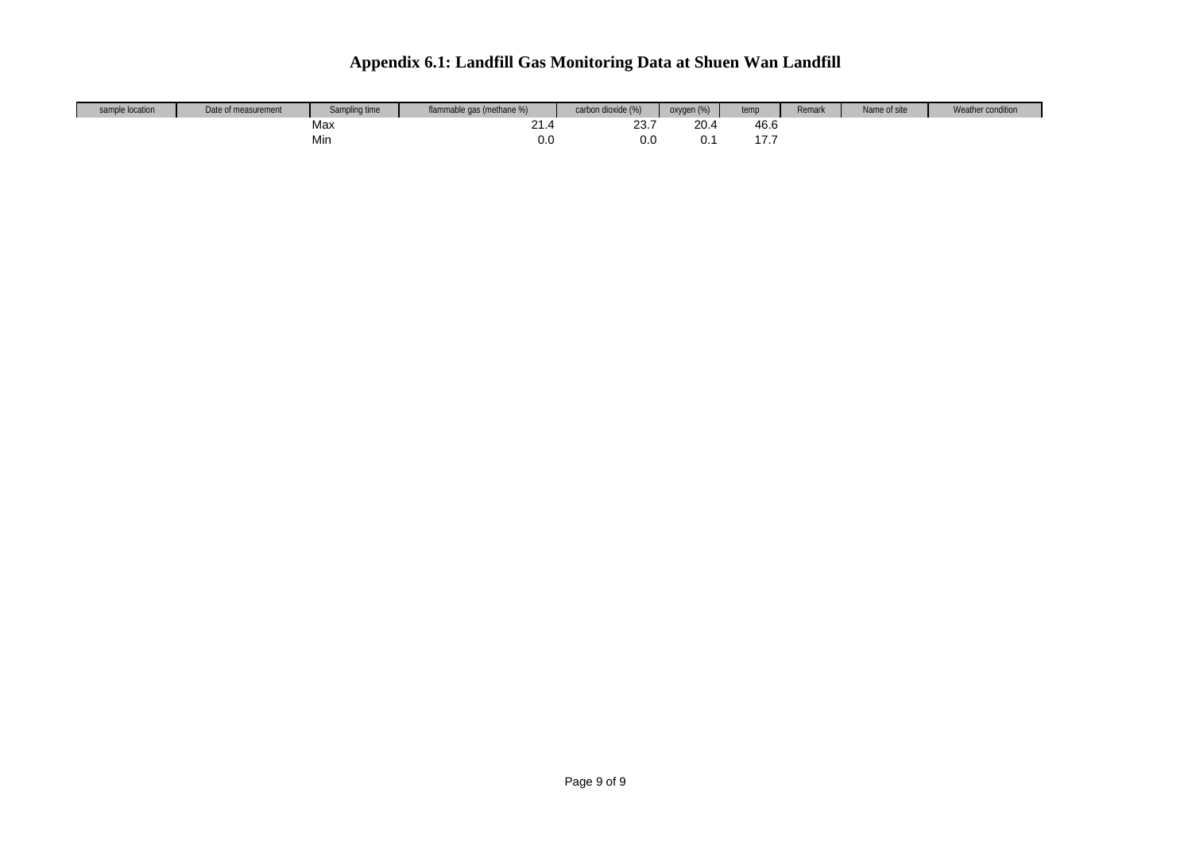# Appendix 6.1: Landfill Gas Monitoring Data at Shuen Wan Landfill

| sample location | Date of measurement | Sampling time | flammable gas (methane %) | carbon dioxide (%) | oxygen (%) | temp | Remark | Name of site | Weather condition |
|---|---|---|---|---|---|---|---|---|---|
| | | Max | 21.4 | 23.7 | 20.4 | 46.6 | | | |
| | | Min | 0.0 | 0.0 | 0.1 | 17.7 | | | |